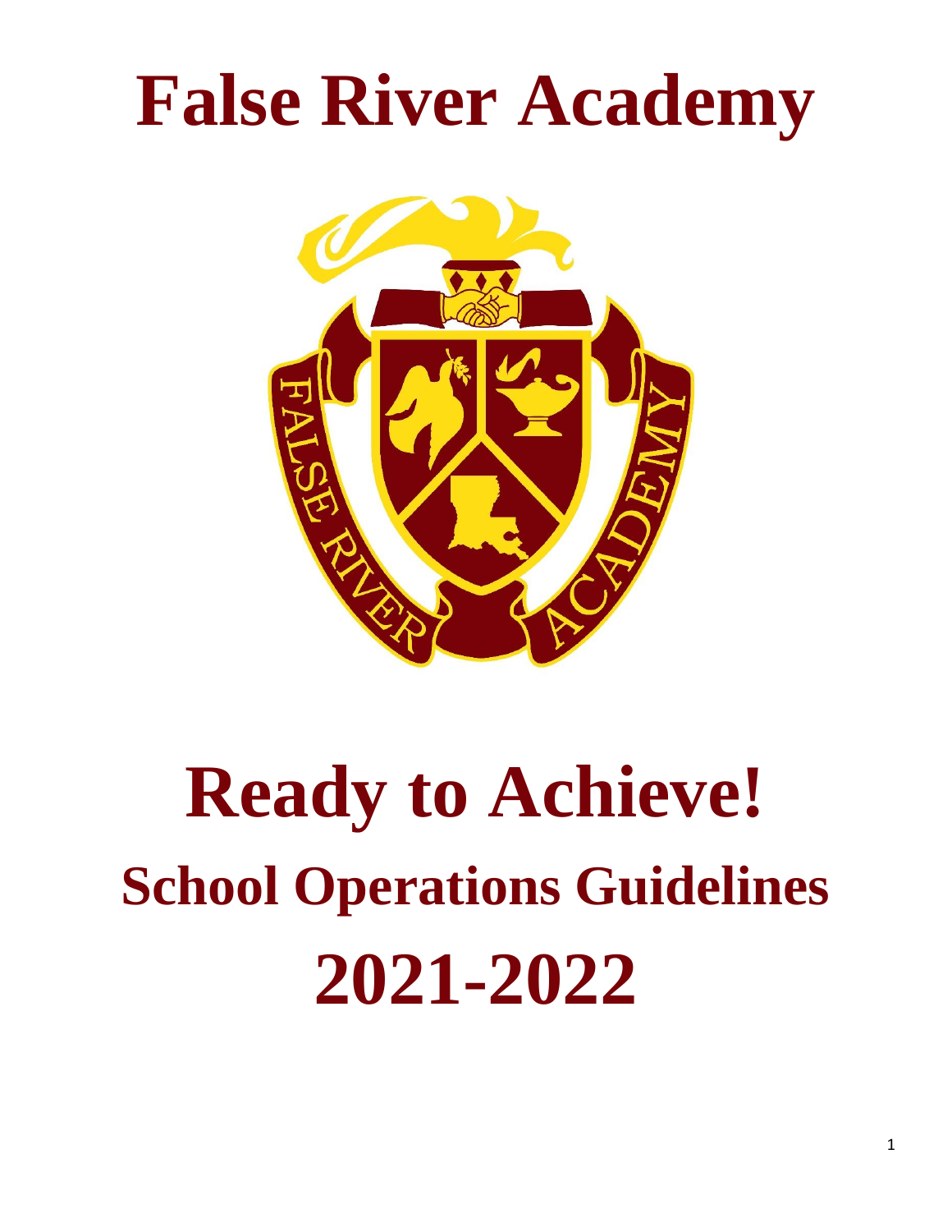# False River Academy

# Ready to Achieve!

## School Operations Guidelines

# 2021-2022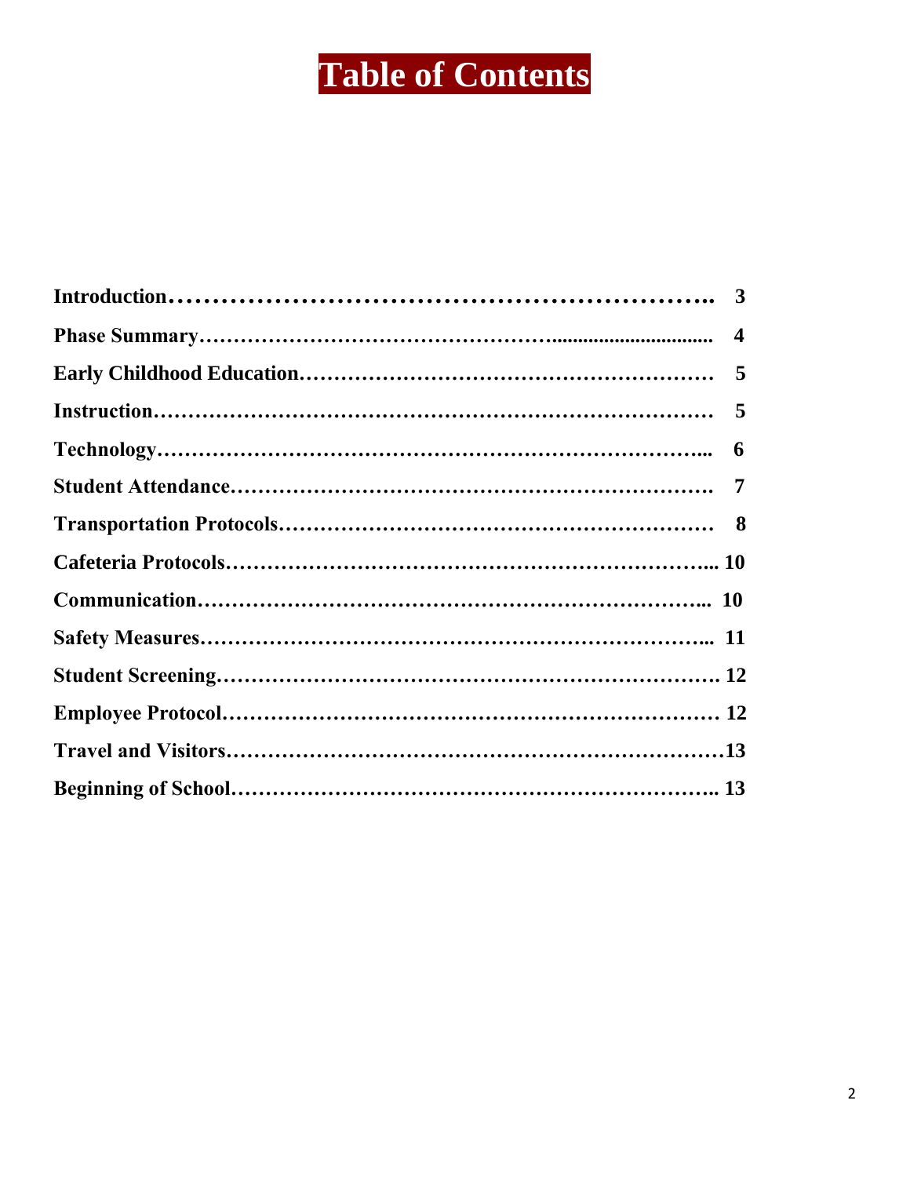# Table of Contents

| | |
|---|---|
| **Introduction** | **3** |
| **Phase Summary** | **4** |
| **Early Childhood Education** | **5** |
| **Instruction** | **5** |
| **Technology** | **6** |
| **Student Attendance** | **7** |
| **Transportation Protocols** | **8** |
| **Cafeteria Protocols** | **10** |
| **Communication** | **10** |
| **Safety Measures** | **11** |
| **Student Screening** | **12** |
| **Employee Protocol** | **12** |
| **Travel and Visitors** | **13** |
| **Beginning of School** | **13** |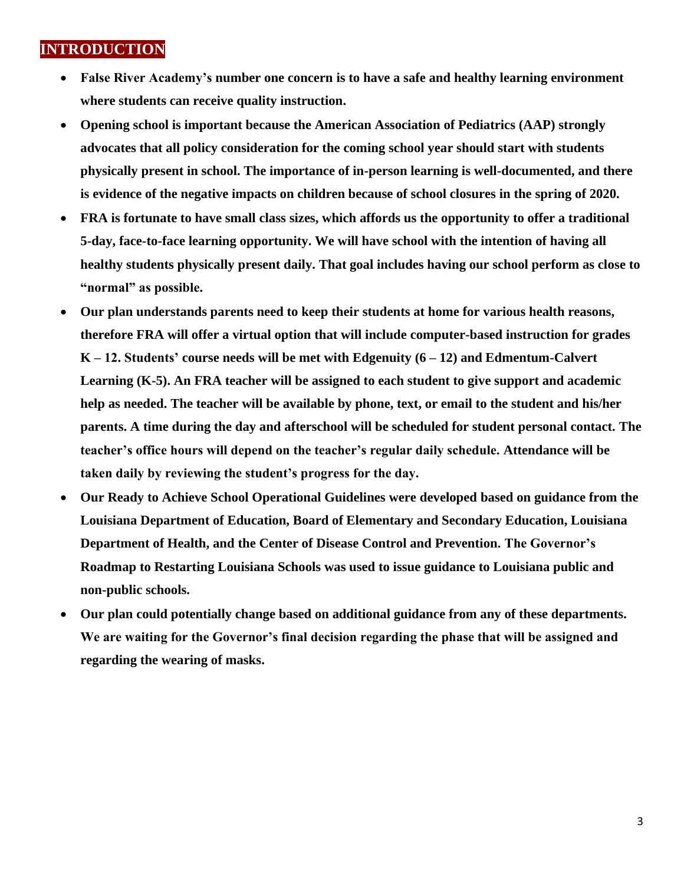# INTRODUCTION

- **False River Academy's number one concern is to have a safe and healthy learning environment where students can receive quality instruction.**
- **Opening school is important because the American Association of Pediatrics (AAP) strongly advocates that all policy consideration for the coming school year should start with students physically present in school. The importance of in-person learning is well-documented, and there is evidence of the negative impacts on children because of school closures in the spring of 2020.**
- **FRA is fortunate to have small class sizes, which affords us the opportunity to offer a traditional 5-day, face-to-face learning opportunity. We will have school with the intention of having all healthy students physically present daily. That goal includes having our school perform as close to "normal" as possible.**
- **Our plan understands parents need to keep their students at home for various health reasons, therefore FRA will offer a virtual option that will include computer-based instruction for grades K – 12. Students' course needs will be met with Edgenuity (6 – 12) and Edmentum-Calvert Learning (K-5). An FRA teacher will be assigned to each student to give support and academic help as needed. The teacher will be available by phone, text, or email to the student and his/her parents. A time during the day and afterschool will be scheduled for student personal contact. The teacher's office hours will depend on the teacher's regular daily schedule. Attendance will be taken daily by reviewing the student's progress for the day.**
- **Our Ready to Achieve School Operational Guidelines were developed based on guidance from the Louisiana Department of Education, Board of Elementary and Secondary Education, Louisiana Department of Health, and the Center of Disease Control and Prevention. The Governor's Roadmap to Restarting Louisiana Schools was used to issue guidance to Louisiana public and non-public schools.**
- **Our plan could potentially change based on additional guidance from any of these departments. We are waiting for the Governor's final decision regarding the phase that will be assigned and regarding the wearing of masks.**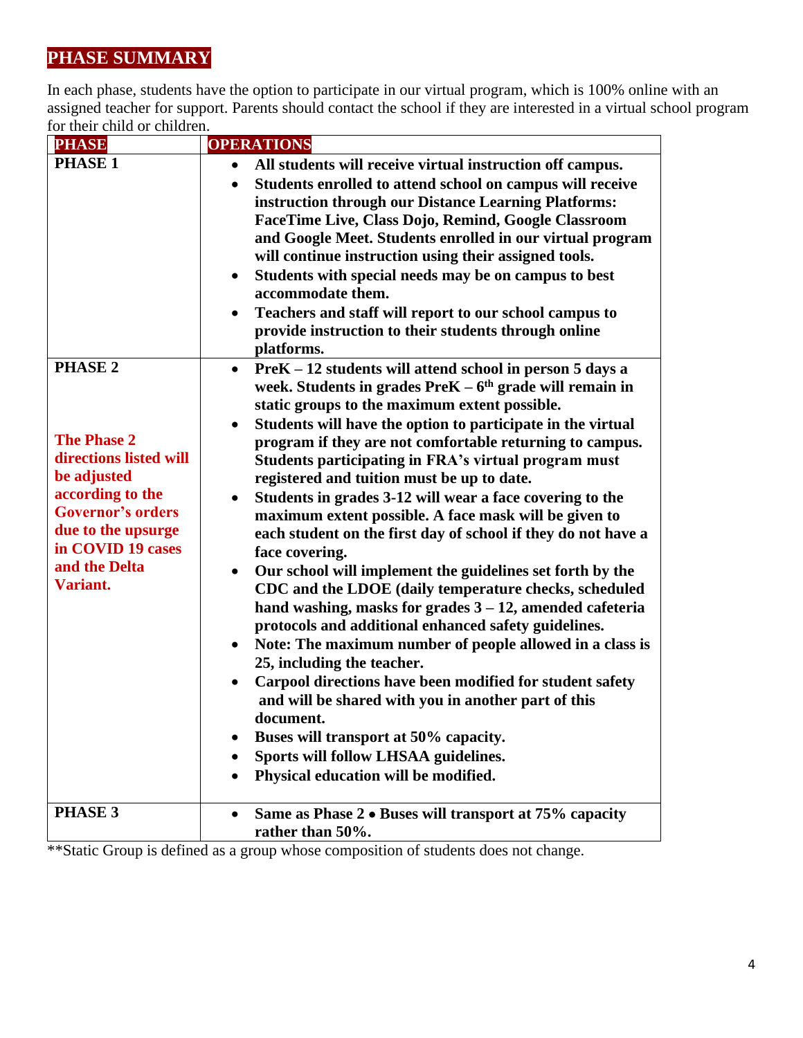## PHASE SUMMARY

In each phase, students have the option to participate in our virtual program, which is 100% online with an assigned teacher for support. Parents should contact the school if they are interested in a virtual school program for their child or children.

| PHASE | OPERATIONS |
|---|---|
| **PHASE 1** | • **All students will receive virtual instruction off campus.**<br>• **Students enrolled to attend school on campus will receive instruction through our Distance Learning Platforms: FaceTime Live, Class Dojo, Remind, Google Classroom and Google Meet. Students enrolled in our virtual program will continue instruction using their assigned tools.**<br>• **Students with special needs may be on campus to best accommodate them.**<br>• **Teachers and staff will report to our school campus to provide instruction to their students through online platforms.** |
| **PHASE 2**<br><br>**The Phase 2 directions listed will be adjusted according to the Governor's orders due to the upsurge in COVID 19 cases and the Delta Variant.** | • **PreK – 12 students will attend school in person 5 days a week. Students in grades PreK – 6th grade will remain in static groups to the maximum extent possible.**<br>• **Students will have the option to participate in the virtual program if they are not comfortable returning to campus. Students participating in FRA's virtual program must registered and tuition must be up to date.**<br>• **Students in grades 3-12 will wear a face covering to the maximum extent possible. A face mask will be given to each student on the first day of school if they do not have a face covering.**<br>• **Our school will implement the guidelines set forth by the CDC and the LDOE (daily temperature checks, scheduled hand washing, masks for grades 3 – 12, amended cafeteria protocols and additional enhanced safety guidelines.**<br>• **Note: The maximum number of people allowed in a class is 25, including the teacher.**<br>• **Carpool directions have been modified for student safety and will be shared with you in another part of this document.**<br>• **Buses will transport at 50% capacity.**<br>• **Sports will follow LHSAA guidelines.**<br>• **Physical education will be modified.** |
| **PHASE 3** | • **Same as Phase 2 • Buses will transport at 75% capacity rather than 50%.** |

**Static Group is defined as a group whose composition of students does not change.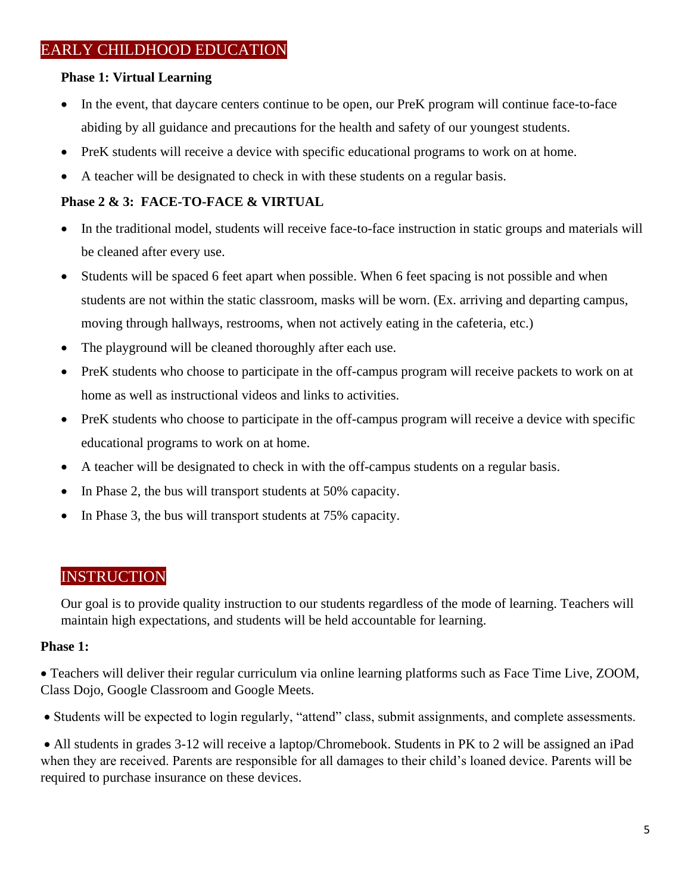## EARLY CHILDHOOD EDUCATION

**Phase 1: Virtual Learning**

- In the event, that daycare centers continue to be open, our PreK program will continue face-to-face abiding by all guidance and precautions for the health and safety of our youngest students.
- PreK students will receive a device with specific educational programs to work on at home.
- A teacher will be designated to check in with these students on a regular basis.

**Phase 2 & 3: FACE-TO-FACE & VIRTUAL**

- In the traditional model, students will receive face-to-face instruction in static groups and materials will be cleaned after every use.
- Students will be spaced 6 feet apart when possible. When 6 feet spacing is not possible and when students are not within the static classroom, masks will be worn. (Ex. arriving and departing campus, moving through hallways, restrooms, when not actively eating in the cafeteria, etc.)
- The playground will be cleaned thoroughly after each use.
- PreK students who choose to participate in the off-campus program will receive packets to work on at home as well as instructional videos and links to activities.
- PreK students who choose to participate in the off-campus program will receive a device with specific educational programs to work on at home.
- A teacher will be designated to check in with the off-campus students on a regular basis.
- In Phase 2, the bus will transport students at 50% capacity.
- In Phase 3, the bus will transport students at 75% capacity.

## INSTRUCTION

Our goal is to provide quality instruction to our students regardless of the mode of learning. Teachers will maintain high expectations, and students will be held accountable for learning.

**Phase 1:**

- Teachers will deliver their regular curriculum via online learning platforms such as Face Time Live, ZOOM, Class Dojo, Google Classroom and Google Meets.
- Students will be expected to login regularly, "attend" class, submit assignments, and complete assessments.
- All students in grades 3-12 will receive a laptop/Chromebook. Students in PK to 2 will be assigned an iPad when they are received. Parents are responsible for all damages to their child's loaned device. Parents will be required to purchase insurance on these devices.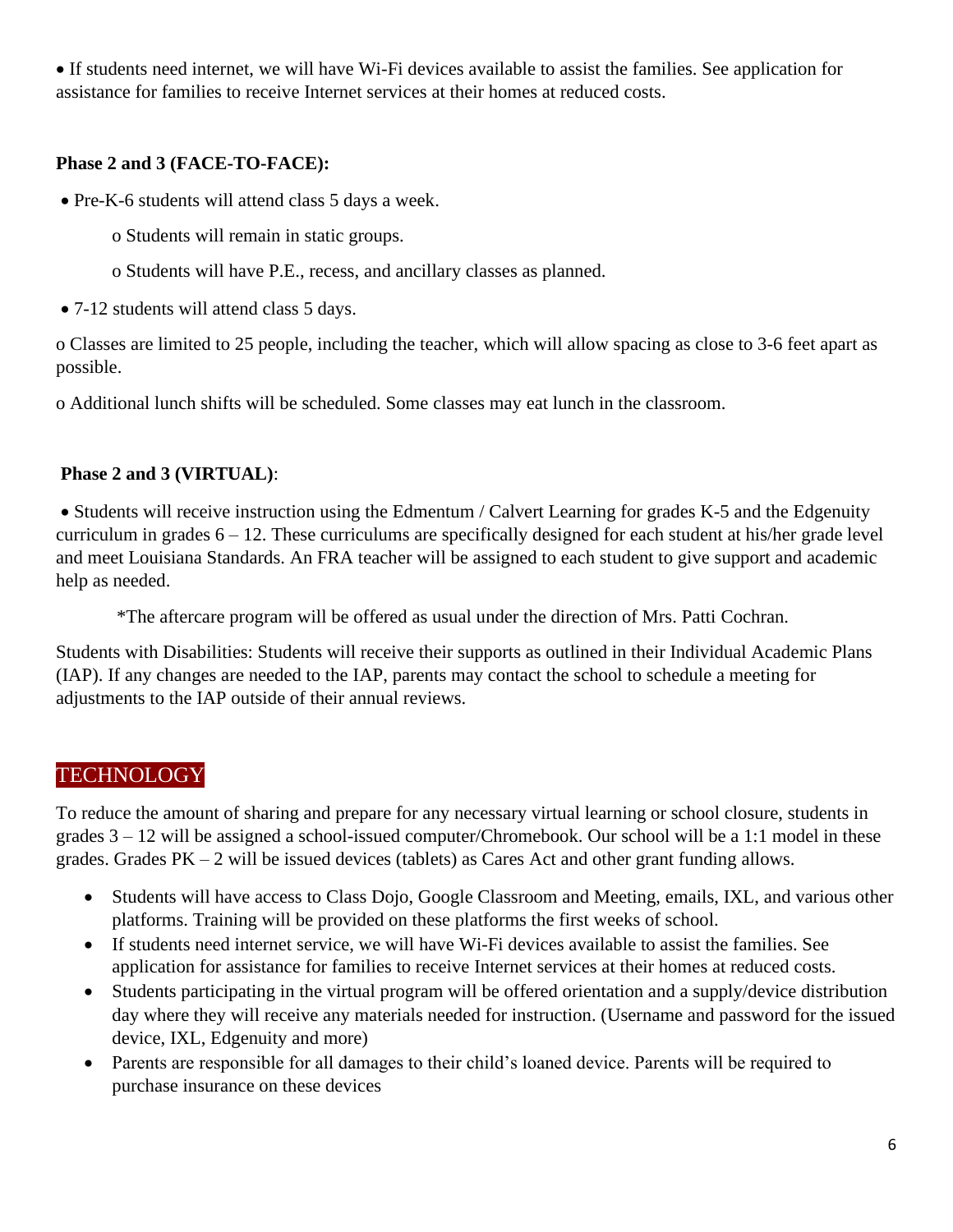- If students need internet, we will have Wi-Fi devices available to assist the families. See application for assistance for families to receive Internet services at their homes at reduced costs.

**Phase 2 and 3 (FACE-TO-FACE):**

- Pre-K-6 students will attend class 5 days a week.
  - Students will remain in static groups.
  - Students will have P.E., recess, and ancillary classes as planned.
- 7-12 students will attend class 5 days.

o Classes are limited to 25 people, including the teacher, which will allow spacing as close to 3-6 feet apart as possible.

o Additional lunch shifts will be scheduled. Some classes may eat lunch in the classroom.

**Phase 2 and 3 (VIRTUAL)**:

- Students will receive instruction using the Edmentum / Calvert Learning for grades K-5 and the Edgenuity curriculum in grades 6 – 12. These curriculums are specifically designed for each student at his/her grade level and meet Louisiana Standards. An FRA teacher will be assigned to each student to give support and academic help as needed.

*The aftercare program will be offered as usual under the direction of Mrs. Patti Cochran.

Students with Disabilities: Students will receive their supports as outlined in their Individual Academic Plans (IAP). If any changes are needed to the IAP, parents may contact the school to schedule a meeting for adjustments to the IAP outside of their annual reviews.

## TECHNOLOGY

To reduce the amount of sharing and prepare for any necessary virtual learning or school closure, students in grades 3 – 12 will be assigned a school-issued computer/Chromebook. Our school will be a 1:1 model in these grades. Grades PK – 2 will be issued devices (tablets) as Cares Act and other grant funding allows.

- Students will have access to Class Dojo, Google Classroom and Meeting, emails, IXL, and various other platforms. Training will be provided on these platforms the first weeks of school.
- If students need internet service, we will have Wi-Fi devices available to assist the families. See application for assistance for families to receive Internet services at their homes at reduced costs.
- Students participating in the virtual program will be offered orientation and a supply/device distribution day where they will receive any materials needed for instruction. (Username and password for the issued device, IXL, Edgenuity and more)
- Parents are responsible for all damages to their child's loaned device. Parents will be required to purchase insurance on these devices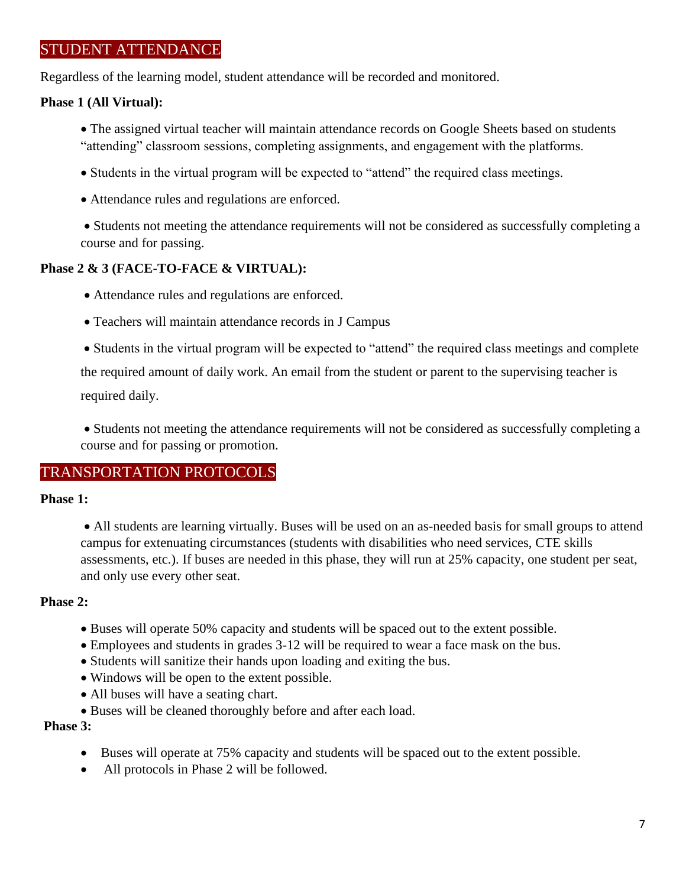## STUDENT ATTENDANCE

Regardless of the learning model, student attendance will be recorded and monitored.

**Phase 1 (All Virtual):**

- The assigned virtual teacher will maintain attendance records on Google Sheets based on students "attending" classroom sessions, completing assignments, and engagement with the platforms.
- Students in the virtual program will be expected to "attend" the required class meetings.
- Attendance rules and regulations are enforced.
- Students not meeting the attendance requirements will not be considered as successfully completing a course and for passing.

**Phase 2 & 3 (FACE-TO-FACE & VIRTUAL):**

- Attendance rules and regulations are enforced.
- Teachers will maintain attendance records in J Campus
- Students in the virtual program will be expected to "attend" the required class meetings and complete the required amount of daily work. An email from the student or parent to the supervising teacher is required daily.
- Students not meeting the attendance requirements will not be considered as successfully completing a course and for passing or promotion.

## TRANSPORTATION PROTOCOLS

**Phase 1:**

- All students are learning virtually. Buses will be used on an as-needed basis for small groups to attend campus for extenuating circumstances (students with disabilities who need services, CTE skills assessments, etc.). If buses are needed in this phase, they will run at 25% capacity, one student per seat, and only use every other seat.

**Phase 2:**

- Buses will operate 50% capacity and students will be spaced out to the extent possible.
- Employees and students in grades 3-12 will be required to wear a face mask on the bus.
- Students will sanitize their hands upon loading and exiting the bus.
- Windows will be open to the extent possible.
- All buses will have a seating chart.
- Buses will be cleaned thoroughly before and after each load.

**Phase 3:**

- Buses will operate at 75% capacity and students will be spaced out to the extent possible.
- All protocols in Phase 2 will be followed.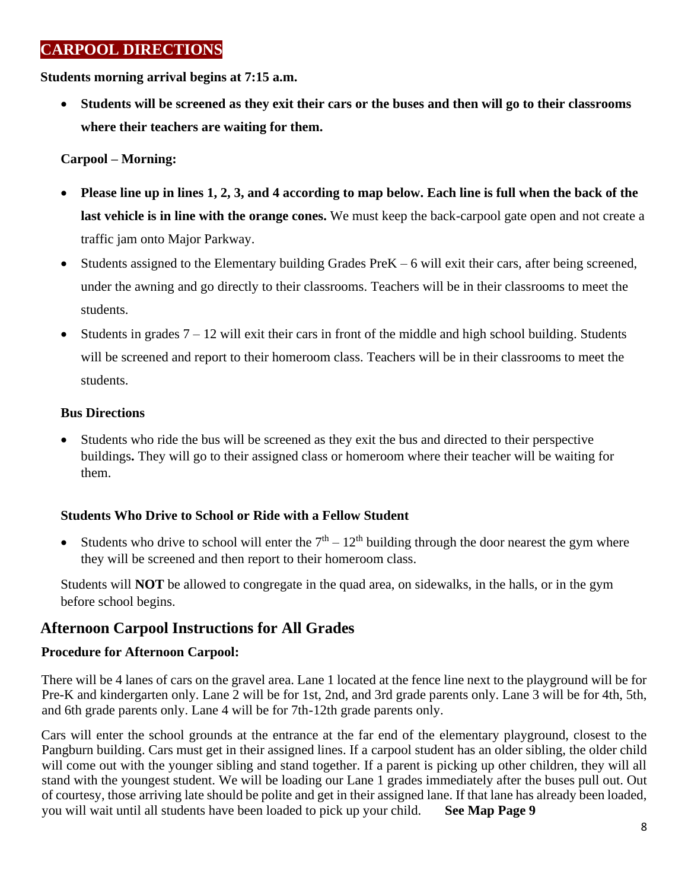## CARPOOL DIRECTIONS

**Students morning arrival begins at 7:15 a.m.**

- **Students will be screened as they exit their cars or the buses and then will go to their classrooms where their teachers are waiting for them.**

**Carpool – Morning:**

- **Please line up in lines 1, 2, 3, and 4 according to map below. Each line is full when the back of the last vehicle is in line with the orange cones.** We must keep the back-carpool gate open and not create a traffic jam onto Major Parkway.
- Students assigned to the Elementary building Grades PreK – 6 will exit their cars, after being screened, under the awning and go directly to their classrooms. Teachers will be in their classrooms to meet the students.
- Students in grades 7 – 12 will exit their cars in front of the middle and high school building. Students will be screened and report to their homeroom class. Teachers will be in their classrooms to meet the students.

**Bus Directions**

- Students who ride the bus will be screened as they exit the bus and directed to their perspective buildings**.** They will go to their assigned class or homeroom where their teacher will be waiting for them.

**Students Who Drive to School or Ride with a Fellow Student**

- Students who drive to school will enter the 7th – 12th building through the door nearest the gym where they will be screened and then report to their homeroom class.

Students will **NOT** be allowed to congregate in the quad area, on sidewalks, in the halls, or in the gym before school begins.

## Afternoon Carpool Instructions for All Grades

**Procedure for Afternoon Carpool:**

There will be 4 lanes of cars on the gravel area. Lane 1 located at the fence line next to the playground will be for Pre-K and kindergarten only. Lane 2 will be for 1st, 2nd, and 3rd grade parents only. Lane 3 will be for 4th, 5th, and 6th grade parents only. Lane 4 will be for 7th-12th grade parents only.

Cars will enter the school grounds at the entrance at the far end of the elementary playground, closest to the Pangburn building. Cars must get in their assigned lines. If a carpool student has an older sibling, the older child will come out with the younger sibling and stand together. If a parent is picking up other children, they will all stand with the youngest student. We will be loading our Lane 1 grades immediately after the buses pull out. Out of courtesy, those arriving late should be polite and get in their assigned lane. If that lane has already been loaded, you will wait until all students have been loaded to pick up your child. **See Map Page 9**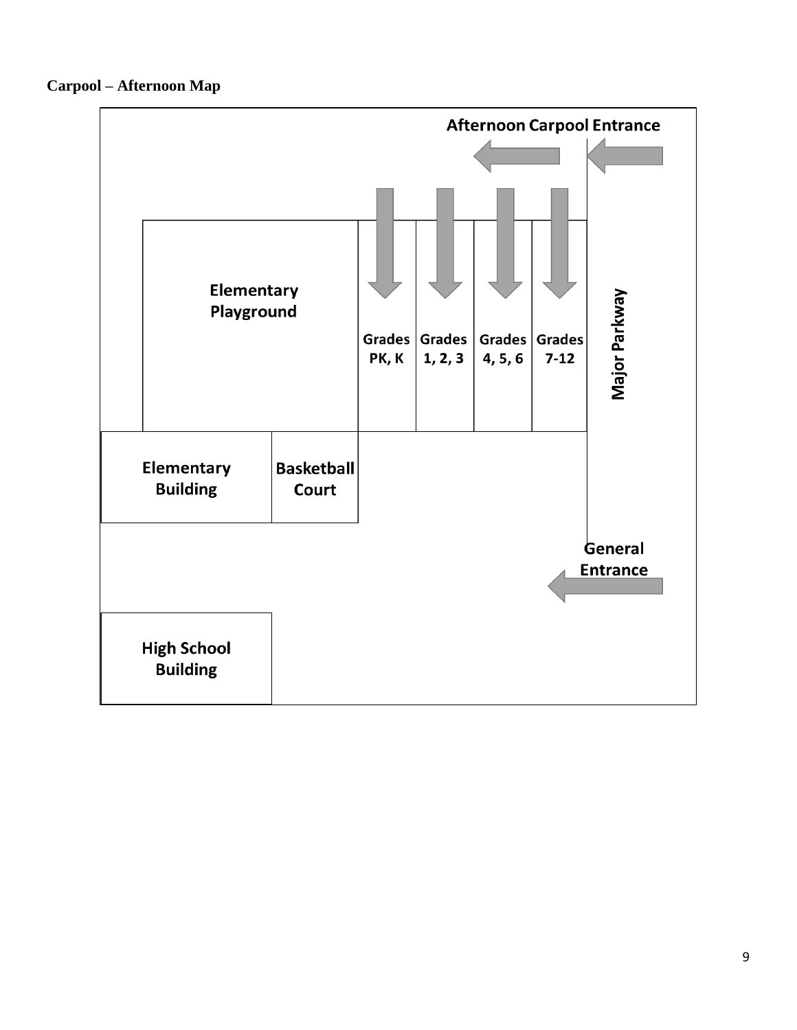**Carpool – Afternoon Map**

Afternoon Carpool Entrance

Elementary Playground

Grades PK, K

Grades 1, 2, 3

Grades 4, 5, 6

Grades 7-12

Major Parkway

Elementary Building

Basketball Court

General Entrance

High School Building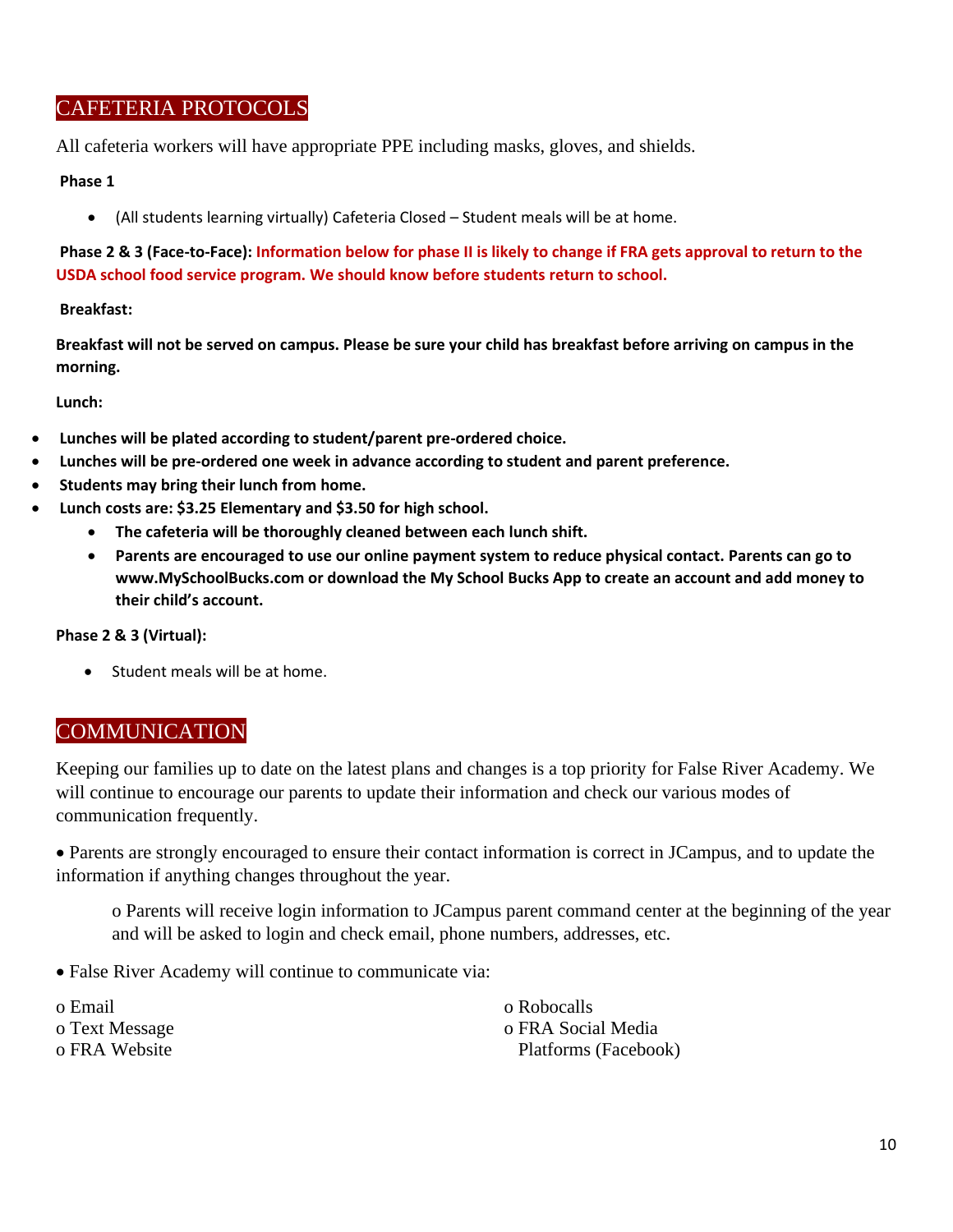## CAFETERIA PROTOCOLS

All cafeteria workers will have appropriate PPE including masks, gloves, and shields.

**Phase 1**

- (All students learning virtually) Cafeteria Closed – Student meals will be at home.

**Phase 2 & 3 (Face-to-Face): Information below for phase II is likely to change if FRA gets approval to return to the USDA school food service program. We should know before students return to school.**

**Breakfast:**

**Breakfast will not be served on campus. Please be sure your child has breakfast before arriving on campus in the morning.**

**Lunch:**

- **Lunches will be plated according to student/parent pre-ordered choice.**
- **Lunches will be pre-ordered one week in advance according to student and parent preference.**
- **Students may bring their lunch from home.**
- **Lunch costs are: $3.25 Elementary and $3.50 for high school.**
  - **The cafeteria will be thoroughly cleaned between each lunch shift.**
  - **Parents are encouraged to use our online payment system to reduce physical contact. Parents can go to www.MySchoolBucks.com or download the My School Bucks App to create an account and add money to their child's account.**

**Phase 2 & 3 (Virtual):**

- Student meals will be at home.

## COMMUNICATION

Keeping our families up to date on the latest plans and changes is a top priority for False River Academy. We will continue to encourage our parents to update their information and check our various modes of communication frequently.

- Parents are strongly encouraged to ensure their contact information is correct in JCampus, and to update the information if anything changes throughout the year.
  - Parents will receive login information to JCampus parent command center at the beginning of the year and will be asked to login and check email, phone numbers, addresses, etc.
- False River Academy will continue to communicate via:
  - Email
  - Text Message
  - FRA Website
  - Robocalls
  - FRA Social Media Platforms (Facebook)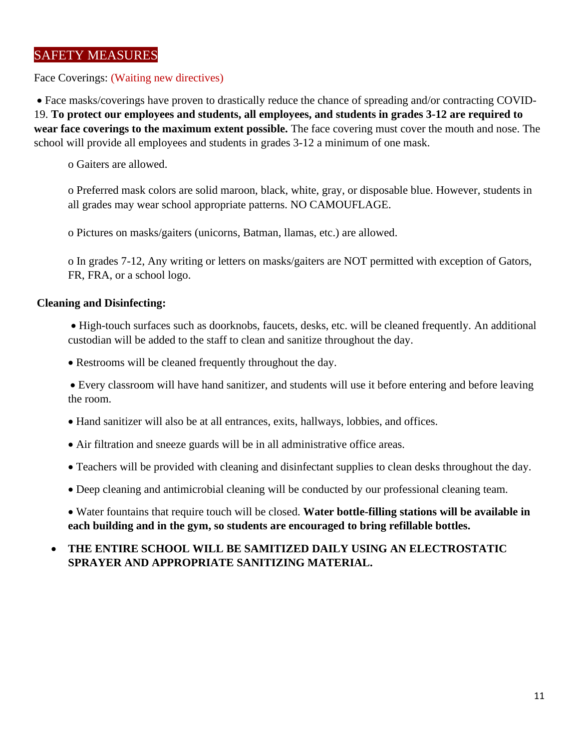## SAFETY MEASURES

Face Coverings: (Waiting new directives)

- Face masks/coverings have proven to drastically reduce the chance of spreading and/or contracting COVID-19. **To protect our employees and students, all employees, and students in grades 3-12 are required to wear face coverings to the maximum extent possible.** The face covering must cover the mouth and nose. The school will provide all employees and students in grades 3-12 a minimum of one mask.
  - Gaiters are allowed.
  - Preferred mask colors are solid maroon, black, white, gray, or disposable blue. However, students in all grades may wear school appropriate patterns. NO CAMOUFLAGE.
  - Pictures on masks/gaiters (unicorns, Batman, llamas, etc.) are allowed.
  - In grades 7-12, Any writing or letters on masks/gaiters are NOT permitted with exception of Gators, FR, FRA, or a school logo.

**Cleaning and Disinfecting:**

- High-touch surfaces such as doorknobs, faucets, desks, etc. will be cleaned frequently. An additional custodian will be added to the staff to clean and sanitize throughout the day.
- Restrooms will be cleaned frequently throughout the day.
- Every classroom will have hand sanitizer, and students will use it before entering and before leaving the room.
- Hand sanitizer will also be at all entrances, exits, hallways, lobbies, and offices.
- Air filtration and sneeze guards will be in all administrative office areas.
- Teachers will be provided with cleaning and disinfectant supplies to clean desks throughout the day.
- Deep cleaning and antimicrobial cleaning will be conducted by our professional cleaning team.
- Water fountains that require touch will be closed. **Water bottle-filling stations will be available in each building and in the gym, so students are encouraged to bring refillable bottles.**
- **THE ENTIRE SCHOOL WILL BE SAMITIZED DAILY USING AN ELECTROSTATIC SPRAYER AND APPROPRIATE SANITIZING MATERIAL.**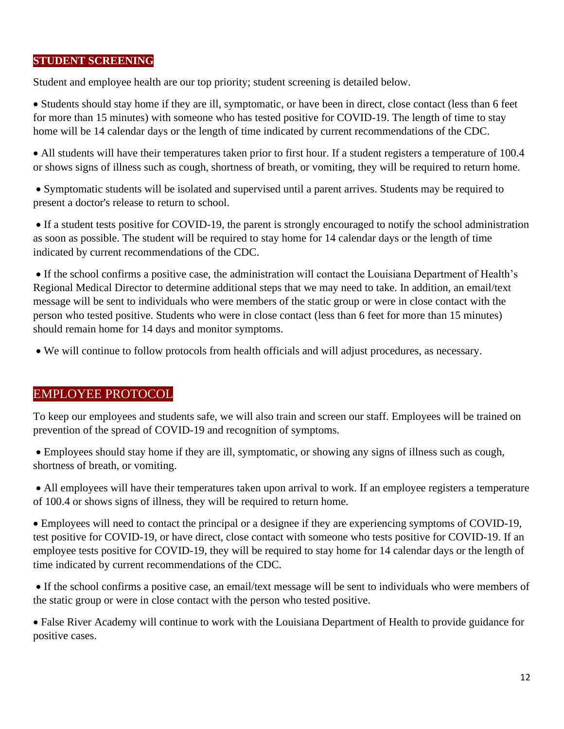## STUDENT SCREENING

Student and employee health are our top priority; student screening is detailed below.

- Students should stay home if they are ill, symptomatic, or have been in direct, close contact (less than 6 feet for more than 15 minutes) with someone who has tested positive for COVID-19. The length of time to stay home will be 14 calendar days or the length of time indicated by current recommendations of the CDC.
- All students will have their temperatures taken prior to first hour. If a student registers a temperature of 100.4 or shows signs of illness such as cough, shortness of breath, or vomiting, they will be required to return home.
- Symptomatic students will be isolated and supervised until a parent arrives. Students may be required to present a doctor's release to return to school.
- If a student tests positive for COVID-19, the parent is strongly encouraged to notify the school administration as soon as possible. The student will be required to stay home for 14 calendar days or the length of time indicated by current recommendations of the CDC.
- If the school confirms a positive case, the administration will contact the Louisiana Department of Health's Regional Medical Director to determine additional steps that we may need to take. In addition, an email/text message will be sent to individuals who were members of the static group or were in close contact with the person who tested positive. Students who were in close contact (less than 6 feet for more than 15 minutes) should remain home for 14 days and monitor symptoms.
- We will continue to follow protocols from health officials and will adjust procedures, as necessary.

## EMPLOYEE PROTOCOL

To keep our employees and students safe, we will also train and screen our staff. Employees will be trained on prevention of the spread of COVID-19 and recognition of symptoms.

- Employees should stay home if they are ill, symptomatic, or showing any signs of illness such as cough, shortness of breath, or vomiting.
- All employees will have their temperatures taken upon arrival to work. If an employee registers a temperature of 100.4 or shows signs of illness, they will be required to return home.
- Employees will need to contact the principal or a designee if they are experiencing symptoms of COVID-19, test positive for COVID-19, or have direct, close contact with someone who tests positive for COVID-19. If an employee tests positive for COVID-19, they will be required to stay home for 14 calendar days or the length of time indicated by current recommendations of the CDC.
- If the school confirms a positive case, an email/text message will be sent to individuals who were members of the static group or were in close contact with the person who tested positive.
- False River Academy will continue to work with the Louisiana Department of Health to provide guidance for positive cases.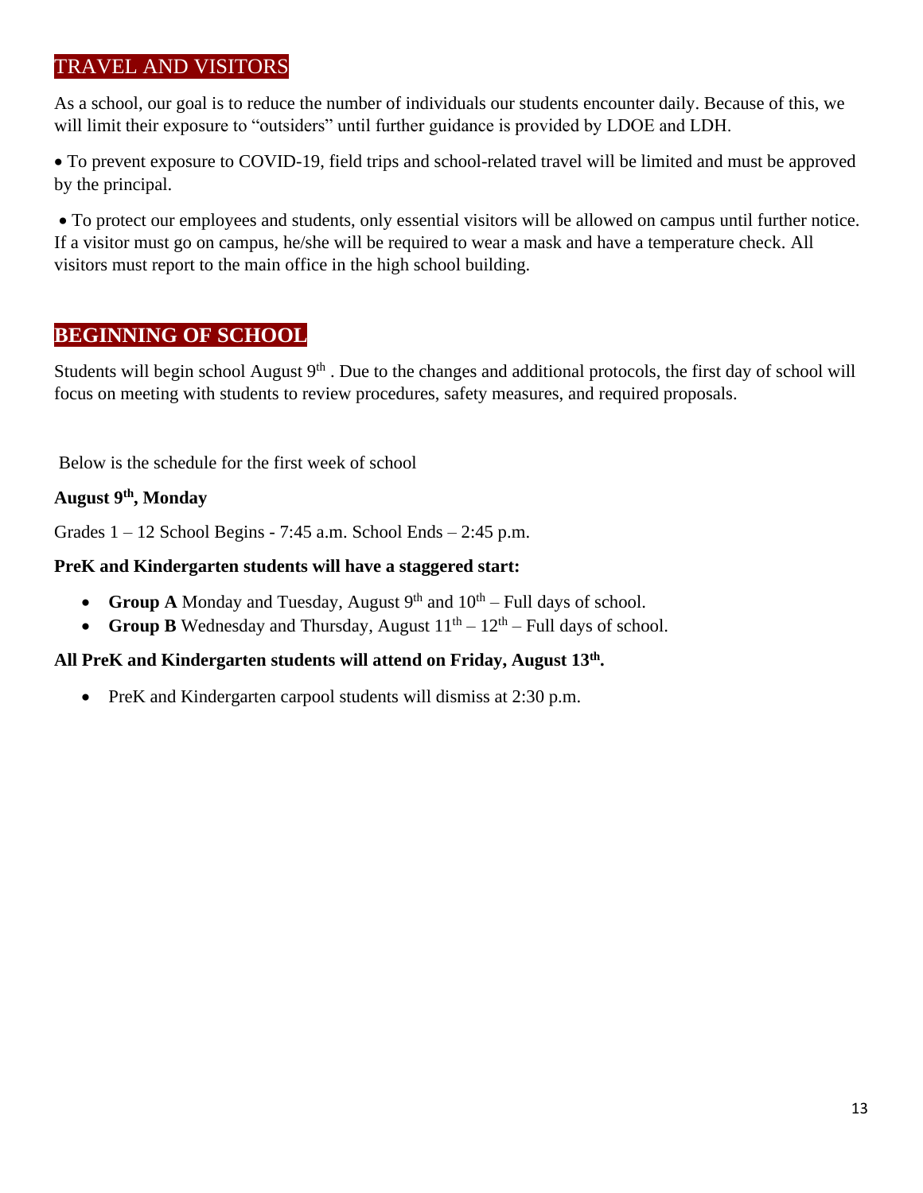## TRAVEL AND VISITORS

As a school, our goal is to reduce the number of individuals our students encounter daily. Because of this, we will limit their exposure to "outsiders" until further guidance is provided by LDOE and LDH.

- To prevent exposure to COVID-19, field trips and school-related travel will be limited and must be approved by the principal.

- To protect our employees and students, only essential visitors will be allowed on campus until further notice. If a visitor must go on campus, he/she will be required to wear a mask and have a temperature check. All visitors must report to the main office in the high school building.

## BEGINNING OF SCHOOL

Students will begin school August 9th . Due to the changes and additional protocols, the first day of school will focus on meeting with students to review procedures, safety measures, and required proposals.

Below is the schedule for the first week of school

**August 9th, Monday**

Grades 1 – 12 School Begins - 7:45 a.m. School Ends – 2:45 p.m.

**PreK and Kindergarten students will have a staggered start:**

- **Group A** Monday and Tuesday, August 9th and 10th – Full days of school.
- **Group B** Wednesday and Thursday, August 11th – 12th – Full days of school.

**All PreK and Kindergarten students will attend on Friday, August 13th.**

- PreK and Kindergarten carpool students will dismiss at 2:30 p.m.